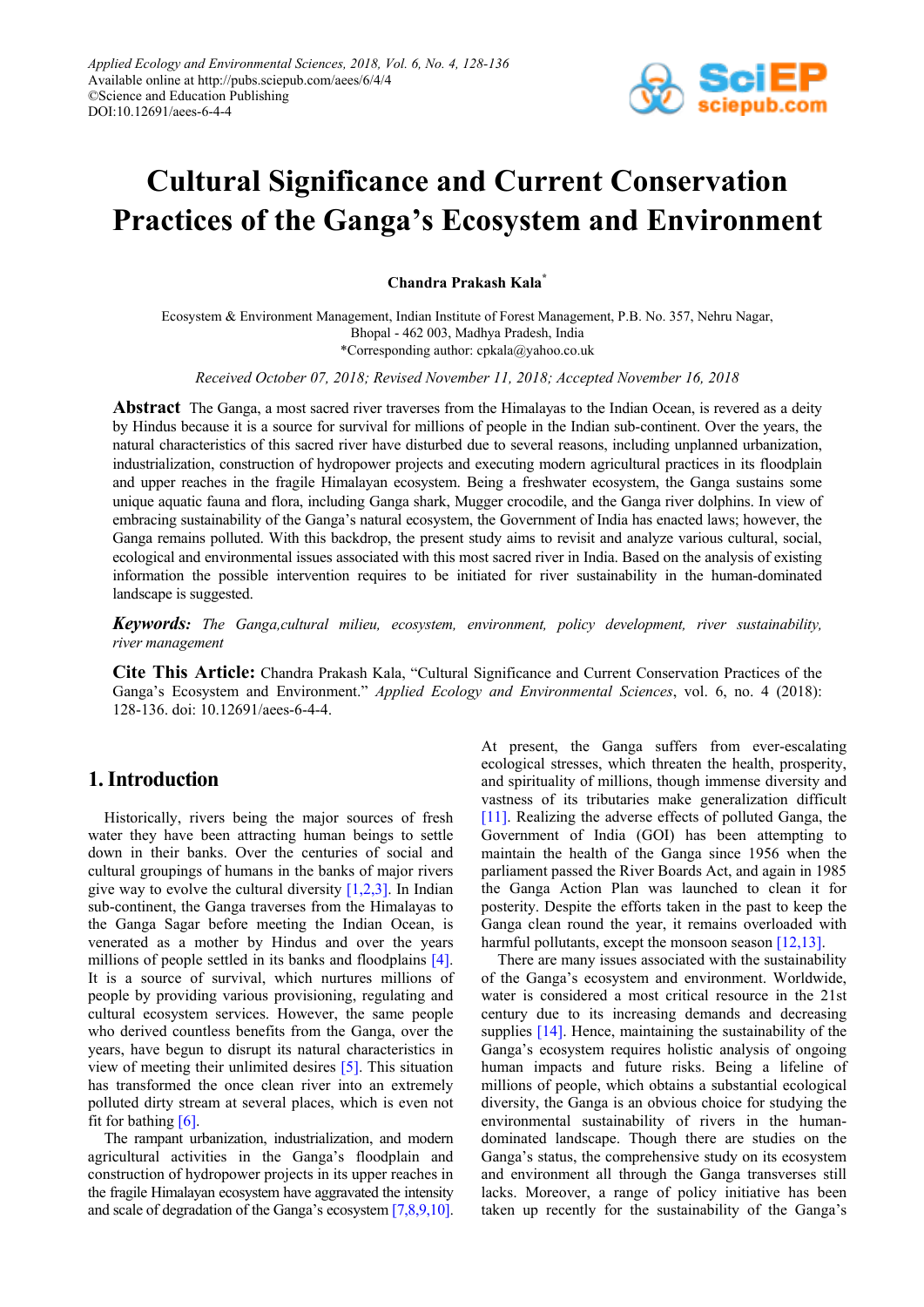# Cultural Significance and Current Conservation Practices of the Ganga's Ecosystem and Environment

**Chandra Prakash Kala***

Ecosystem & Environment Management, Indian Institute of Forest Management, P.B. No. 357, Nehru Nagar, Bhopal - 462 003, Madhya Pradesh, India
*Corresponding author: cpkala@yahoo.co.uk

*Received October 07, 2018; Revised November 11, 2018; Accepted November 16, 2018*

**Abstract** The Ganga, a most sacred river traverses from the Himalayas to the Indian Ocean, is revered as a deity by Hindus because it is a source for survival for millions of people in the Indian sub-continent. Over the years, the natural characteristics of this sacred river have disturbed due to several reasons, including unplanned urbanization, industrialization, construction of hydropower projects and executing modern agricultural practices in its floodplain and upper reaches in the fragile Himalayan ecosystem. Being a freshwater ecosystem, the Ganga sustains some unique aquatic fauna and flora, including Ganga shark, Mugger crocodile, and the Ganga river dolphins. In view of embracing sustainability of the Ganga's natural ecosystem, the Government of India has enacted laws; however, the Ganga remains polluted. With this backdrop, the present study aims to revisit and analyze various cultural, social, ecological and environmental issues associated with this most sacred river in India. Based on the analysis of existing information the possible intervention requires to be initiated for river sustainability in the human-dominated landscape is suggested.

***Keywords:*** *The Ganga,cultural milieu, ecosystem, environment, policy development, river sustainability, river management*

**Cite This Article:** Chandra Prakash Kala, "Cultural Significance and Current Conservation Practices of the Ganga's Ecosystem and Environment." *Applied Ecology and Environmental Sciences*, vol. 6, no. 4 (2018): 128-136. doi: 10.12691/aees-6-4-4.

## 1. Introduction

Historically, rivers being the major sources of fresh water they have been attracting human beings to settle down in their banks. Over the centuries of social and cultural groupings of humans in the banks of major rivers give way to evolve the cultural diversity [1,2,3]. In Indian sub-continent, the Ganga traverses from the Himalayas to the Ganga Sagar before meeting the Indian Ocean, is venerated as a mother by Hindus and over the years millions of people settled in its banks and floodplains [4]. It is a source of survival, which nurtures millions of people by providing various provisioning, regulating and cultural ecosystem services. However, the same people who derived countless benefits from the Ganga, over the years, have begun to disrupt its natural characteristics in view of meeting their unlimited desires [5]. This situation has transformed the once clean river into an extremely polluted dirty stream at several places, which is even not fit for bathing [6].

The rampant urbanization, industrialization, and modern agricultural activities in the Ganga's floodplain and construction of hydropower projects in its upper reaches in the fragile Himalayan ecosystem have aggravated the intensity and scale of degradation of the Ganga's ecosystem [7,8,9,10]. At present, the Ganga suffers from ever-escalating ecological stresses, which threaten the health, prosperity, and spirituality of millions, though immense diversity and vastness of its tributaries make generalization difficult [11]. Realizing the adverse effects of polluted Ganga, the Government of India (GOI) has been attempting to maintain the health of the Ganga since 1956 when the parliament passed the River Boards Act, and again in 1985 the Ganga Action Plan was launched to clean it for posterity. Despite the efforts taken in the past to keep the Ganga clean round the year, it remains overloaded with harmful pollutants, except the monsoon season [12,13].

There are many issues associated with the sustainability of the Ganga's ecosystem and environment. Worldwide, water is considered a most critical resource in the 21st century due to its increasing demands and decreasing supplies [14]. Hence, maintaining the sustainability of the Ganga's ecosystem requires holistic analysis of ongoing human impacts and future risks. Being a lifeline of millions of people, which obtains a substantial ecological diversity, the Ganga is an obvious choice for studying the environmental sustainability of rivers in the human-dominated landscape. Though there are studies on the Ganga's status, the comprehensive study on its ecosystem and environment all through the Ganga transverses still lacks. Moreover, a range of policy initiative has been taken up recently for the sustainability of the Ganga's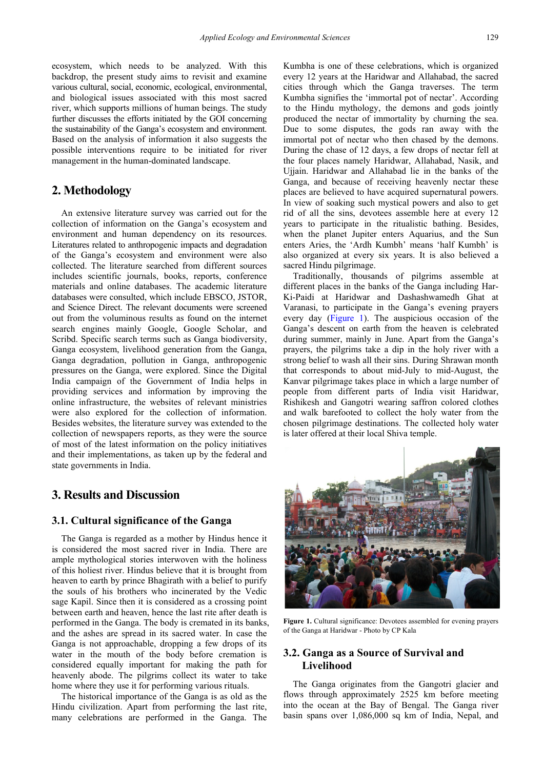ecosystem, which needs to be analyzed. With this backdrop, the present study aims to revisit and examine various cultural, social, economic, ecological, environmental, and biological issues associated with this most sacred river, which supports millions of human beings. The study further discusses the efforts initiated by the GOI concerning the sustainability of the Ganga's ecosystem and environment. Based on the analysis of information it also suggests the possible interventions require to be initiated for river management in the human-dominated landscape.

## 2. Methodology

An extensive literature survey was carried out for the collection of information on the Ganga's ecosystem and environment and human dependency on its resources. Literatures related to anthropogenic impacts and degradation of the Ganga's ecosystem and environment were also collected. The literature searched from different sources includes scientific journals, books, reports, conference materials and online databases. The academic literature databases were consulted, which include EBSCO, JSTOR, and Science Direct. The relevant documents were screened out from the voluminous results as found on the internet search engines mainly Google, Google Scholar, and Scribd. Specific search terms such as Ganga biodiversity, Ganga ecosystem, livelihood generation from the Ganga, Ganga degradation, pollution in Ganga, anthropogenic pressures on the Ganga, were explored. Since the Digital India campaign of the Government of India helps in providing services and information by improving the online infrastructure, the websites of relevant ministries were also explored for the collection of information. Besides websites, the literature survey was extended to the collection of newspapers reports, as they were the source of most of the latest information on the policy initiatives and their implementations, as taken up by the federal and state governments in India.

## 3. Results and Discussion

### 3.1. Cultural significance of the Ganga

The Ganga is regarded as a mother by Hindus hence it is considered the most sacred river in India. There are ample mythological stories interwoven with the holiness of this holiest river. Hindus believe that it is brought from heaven to earth by prince Bhagirath with a belief to purify the souls of his brothers who incinerated by the Vedic sage Kapil. Since then it is considered as a crossing point between earth and heaven, hence the last rite after death is performed in the Ganga. The body is cremated in its banks, and the ashes are spread in its sacred water. In case the Ganga is not approachable, dropping a few drops of its water in the mouth of the body before cremation is considered equally important for making the path for heavenly abode. The pilgrims collect its water to take home where they use it for performing various rituals.

The historical importance of the Ganga is as old as the Hindu civilization. Apart from performing the last rite, many celebrations are performed in the Ganga. The Kumbha is one of these celebrations, which is organized every 12 years at the Haridwar and Allahabad, the sacred cities through which the Ganga traverses. The term Kumbha signifies the 'immortal pot of nectar'. According to the Hindu mythology, the demons and gods jointly produced the nectar of immortality by churning the sea. Due to some disputes, the gods ran away with the immortal pot of nectar who then chased by the demons. During the chase of 12 days, a few drops of nectar fell at the four places namely Haridwar, Allahabad, Nasik, and Ujjain. Haridwar and Allahabad lie in the banks of the Ganga, and because of receiving heavenly nectar these places are believed to have acquired supernatural powers. In view of soaking such mystical powers and also to get rid of all the sins, devotees assemble here at every 12 years to participate in the ritualistic bathing. Besides, when the planet Jupiter enters Aquarius, and the Sun enters Aries, the 'Ardh Kumbh' means 'half Kumbh' is also organized at every six years. It is also believed a sacred Hindu pilgrimage.

Traditionally, thousands of pilgrims assemble at different places in the banks of the Ganga including Har-Ki-Paidi at Haridwar and Dashashwamedh Ghat at Varanasi, to participate in the Ganga's evening prayers every day (Figure 1). The auspicious occasion of the Ganga's descent on earth from the heaven is celebrated during summer, mainly in June. Apart from the Ganga's prayers, the pilgrims take a dip in the holy river with a strong belief to wash all their sins. During Shrawan month that corresponds to about mid-July to mid-August, the Kanvar pilgrimage takes place in which a large number of people from different parts of India visit Haridwar, Rishikesh and Gangotri wearing saffron colored clothes and walk barefooted to collect the holy water from the chosen pilgrimage destinations. The collected holy water is later offered at their local Shiva temple.

**Figure 1.** Cultural significance: Devotees assembled for evening prayers of the Ganga at Haridwar - Photo by CP Kala

### 3.2. Ganga as a Source of Survival and Livelihood

The Ganga originates from the Gangotri glacier and flows through approximately 2525 km before meeting into the ocean at the Bay of Bengal. The Ganga river basin spans over 1,086,000 sq km of India, Nepal, and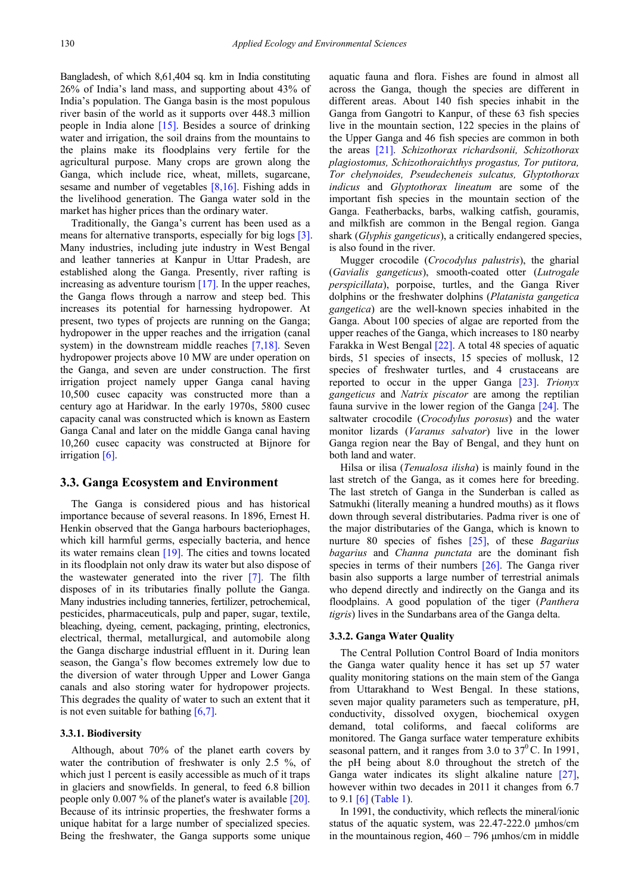Bangladesh, of which 8,61,404 sq. km in India constituting 26% of India's land mass, and supporting about 43% of India's population. The Ganga basin is the most populous river basin of the world as it supports over 448.3 million people in India alone [15]. Besides a source of drinking water and irrigation, the soil drains from the mountains to the plains make its floodplains very fertile for the agricultural purpose. Many crops are grown along the Ganga, which include rice, wheat, millets, sugarcane, sesame and number of vegetables [8,16]. Fishing adds in the livelihood generation. The Ganga water sold in the market has higher prices than the ordinary water.

Traditionally, the Ganga's current has been used as a means for alternative transports, especially for big logs [3]. Many industries, including jute industry in West Bengal and leather tanneries at Kanpur in Uttar Pradesh, are established along the Ganga. Presently, river rafting is increasing as adventure tourism [17]. In the upper reaches, the Ganga flows through a narrow and steep bed. This increases its potential for harnessing hydropower. At present, two types of projects are running on the Ganga; hydropower in the upper reaches and the irrigation (canal system) in the downstream middle reaches [7,18]. Seven hydropower projects above 10 MW are under operation on the Ganga, and seven are under construction. The first irrigation project namely upper Ganga canal having 10,500 cusec capacity was constructed more than a century ago at Haridwar. In the early 1970s, 5800 cusec capacity canal was constructed which is known as Eastern Ganga Canal and later on the middle Ganga canal having 10,260 cusec capacity was constructed at Bijnore for irrigation [6].

## 3.3. Ganga Ecosystem and Environment

The Ganga is considered pious and has historical importance because of several reasons. In 1896, Ernest H. Henkin observed that the Ganga harbours bacteriophages, which kill harmful germs, especially bacteria, and hence its water remains clean [19]. The cities and towns located in its floodplain not only draw its water but also dispose of the wastewater generated into the river [7]. The filth disposes of in its tributaries finally pollute the Ganga. Many industries including tanneries, fertilizer, petrochemical, pesticides, pharmaceuticals, pulp and paper, sugar, textile, bleaching, dyeing, cement, packaging, printing, electronics, electrical, thermal, metallurgical, and automobile along the Ganga discharge industrial effluent in it. During lean season, the Ganga's flow becomes extremely low due to the diversion of water through Upper and Lower Ganga canals and also storing water for hydropower projects. This degrades the quality of water to such an extent that it is not even suitable for bathing [6,7].

### 3.3.1. Biodiversity

Although, about 70% of the planet earth covers by water the contribution of freshwater is only 2.5 %, of which just 1 percent is easily accessible as much of it traps in glaciers and snowfields. In general, to feed 6.8 billion people only 0.007 % of the planet's water is available [20]. Because of its intrinsic properties, the freshwater forms a unique habitat for a large number of specialized species. Being the freshwater, the Ganga supports some unique aquatic fauna and flora. Fishes are found in almost all across the Ganga, though the species are different in different areas. About 140 fish species inhabit in the Ganga from Gangotri to Kanpur, of these 63 fish species live in the mountain section, 122 species in the plains of the Upper Ganga and 46 fish species are common in both the areas [21]. *Schizothorax richardsonii, Schizothorax plagiostomus, Schizothoraichthys progastus, Tor putitora, Tor chelynoides, Pseudecheneis sulcatus, Glyptothorax indicus* and *Glyptothorax lineatum* are some of the important fish species in the mountain section of the Ganga. Featherbacks, barbs, walking catfish, gouramis, and milkfish are common in the Bengal region. Ganga shark (*Glyphis gangeticus*), a critically endangered species, is also found in the river.

Mugger crocodile (*Crocodylus palustris*), the gharial (*Gavialis gangeticus*), smooth-coated otter (*Lutrogale perspicillata*), porpoise, turtles, and the Ganga River dolphins or the freshwater dolphins (*Platanista gangetica gangetica*) are the well-known species inhabited in the Ganga. About 100 species of algae are reported from the upper reaches of the Ganga, which increases to 180 nearby Farakka in West Bengal [22]. A total 48 species of aquatic birds, 51 species of insects, 15 species of mollusk, 12 species of freshwater turtles, and 4 crustaceans are reported to occur in the upper Ganga [23]. *Trionyx gangeticus* and *Natrix piscator* are among the reptilian fauna survive in the lower region of the Ganga [24]. The saltwater crocodile (*Crocodylus porosus*) and the water monitor lizards (*Varanus salvator*) live in the lower Ganga region near the Bay of Bengal, and they hunt on both land and water.

Hilsa or ilisa (*Tenualosa ilisha*) is mainly found in the last stretch of the Ganga, as it comes here for breeding. The last stretch of Ganga in the Sunderban is called as Satmukhi (literally meaning a hundred mouths) as it flows down through several distributaries. Padma river is one of the major distributaries of the Ganga, which is known to nurture 80 species of fishes [25], of these *Bagarius bagarius* and *Channa punctata* are the dominant fish species in terms of their numbers [26]. The Ganga river basin also supports a large number of terrestrial animals who depend directly and indirectly on the Ganga and its floodplains. A good population of the tiger (*Panthera tigris*) lives in the Sundarbans area of the Ganga delta.

### 3.3.2. Ganga Water Quality

The Central Pollution Control Board of India monitors the Ganga water quality hence it has set up 57 water quality monitoring stations on the main stem of the Ganga from Uttarakhand to West Bengal. In these stations, seven major quality parameters such as temperature, pH, conductivity, dissolved oxygen, biochemical oxygen demand, total coliforms, and faecal coliforms are monitored. The Ganga surface water temperature exhibits seasonal pattern, and it ranges from 3.0 to $37^0$C. In 1991, the pH being about 8.0 throughout the stretch of the Ganga water indicates its slight alkaline nature [27], however within two decades in 2011 it changes from 6.7 to 9.1 [6] (Table 1).

In 1991, the conductivity, which reflects the mineral/ionic status of the aquatic system, was 22.47-222.0 µmhos/cm in the mountainous region, 460 – 796 µmhos/cm in middle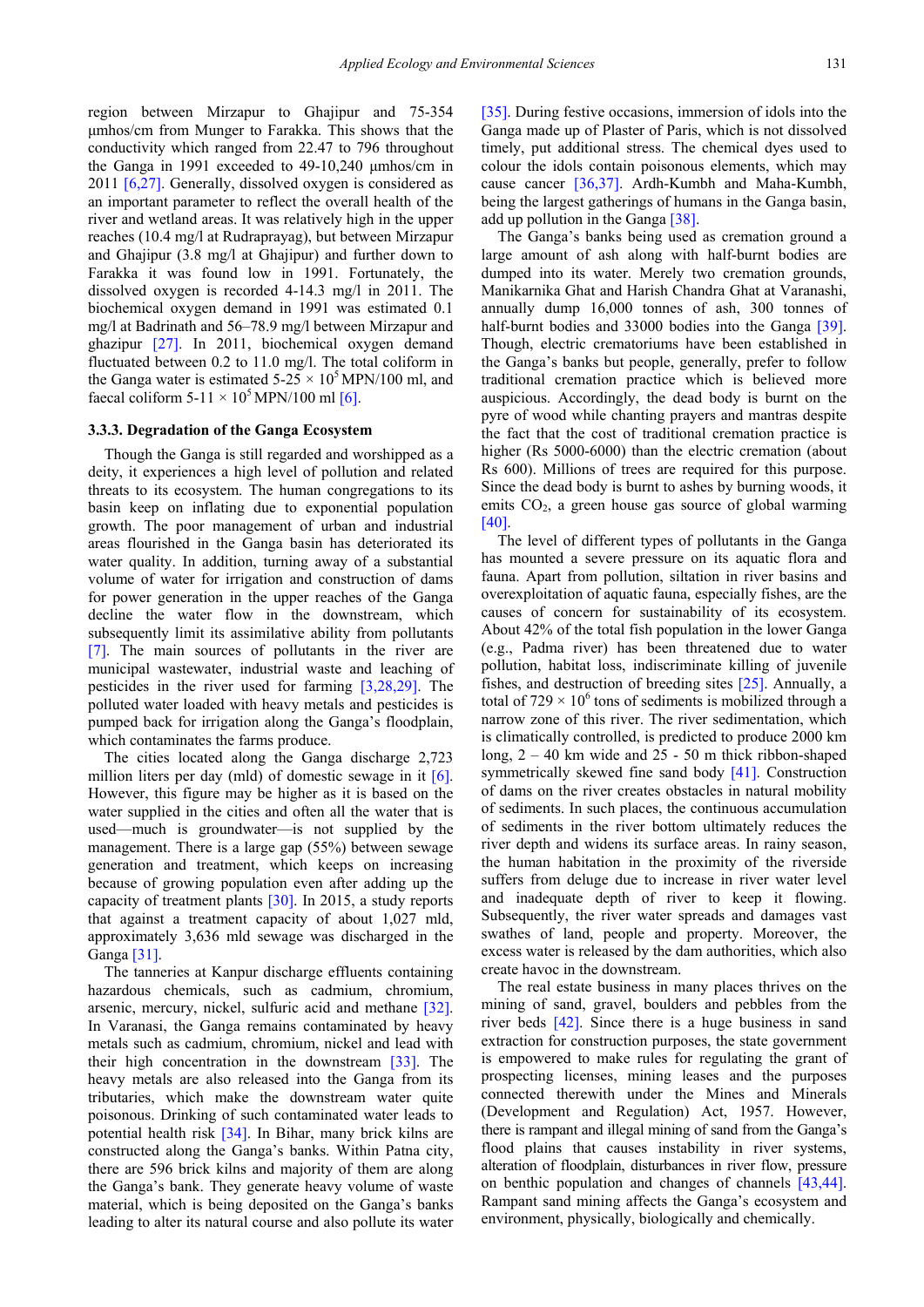region between Mirzapur to Ghajipur and 75-354 µmhos/cm from Munger to Farakka. This shows that the conductivity which ranged from 22.47 to 796 throughout the Ganga in 1991 exceeded to 49-10,240 µmhos/cm in 2011 [6,27]. Generally, dissolved oxygen is considered as an important parameter to reflect the overall health of the river and wetland areas. It was relatively high in the upper reaches (10.4 mg/l at Rudraprayag), but between Mirzapur and Ghajipur (3.8 mg/l at Ghajipur) and further down to Farakka it was found low in 1991. Fortunately, the dissolved oxygen is recorded 4-14.3 mg/l in 2011. The biochemical oxygen demand in 1991 was estimated 0.1 mg/l at Badrinath and 56–78.9 mg/l between Mirzapur and ghazipur [27]. In 2011, biochemical oxygen demand fluctuated between 0.2 to 11.0 mg/l. The total coliform in the Ganga water is estimated 5-25 × $10^5$ MPN/100 ml, and faecal coliform 5-11 × $10^5$ MPN/100 ml [6].

#### 3.3.3. Degradation of the Ganga Ecosystem

Though the Ganga is still regarded and worshipped as a deity, it experiences a high level of pollution and related threats to its ecosystem. The human congregations to its basin keep on inflating due to exponential population growth. The poor management of urban and industrial areas flourished in the Ganga basin has deteriorated its water quality. In addition, turning away of a substantial volume of water for irrigation and construction of dams for power generation in the upper reaches of the Ganga decline the water flow in the downstream, which subsequently limit its assimilative ability from pollutants [7]. The main sources of pollutants in the river are municipal wastewater, industrial waste and leaching of pesticides in the river used for farming [3,28,29]. The polluted water loaded with heavy metals and pesticides is pumped back for irrigation along the Ganga's floodplain, which contaminates the farms produce.

The cities located along the Ganga discharge 2,723 million liters per day (mld) of domestic sewage in it [6]. However, this figure may be higher as it is based on the water supplied in the cities and often all the water that is used—much is groundwater—is not supplied by the management. There is a large gap (55%) between sewage generation and treatment, which keeps on increasing because of growing population even after adding up the capacity of treatment plants [30]. In 2015, a study reports that against a treatment capacity of about 1,027 mld, approximately 3,636 mld sewage was discharged in the Ganga [31].

The tanneries at Kanpur discharge effluents containing hazardous chemicals, such as cadmium, chromium, arsenic, mercury, nickel, sulfuric acid and methane [32]. In Varanasi, the Ganga remains contaminated by heavy metals such as cadmium, chromium, nickel and lead with their high concentration in the downstream [33]. The heavy metals are also released into the Ganga from its tributaries, which make the downstream water quite poisonous. Drinking of such contaminated water leads to potential health risk [34]. In Bihar, many brick kilns are constructed along the Ganga's banks. Within Patna city, there are 596 brick kilns and majority of them are along the Ganga's bank. They generate heavy volume of waste material, which is being deposited on the Ganga's banks leading to alter its natural course and also pollute its water [35]. During festive occasions, immersion of idols into the Ganga made up of Plaster of Paris, which is not dissolved timely, put additional stress. The chemical dyes used to colour the idols contain poisonous elements, which may cause cancer [36,37]. Ardh-Kumbh and Maha-Kumbh, being the largest gatherings of humans in the Ganga basin, add up pollution in the Ganga [38].

The Ganga's banks being used as cremation ground a large amount of ash along with half-burnt bodies are dumped into its water. Merely two cremation grounds, Manikarnika Ghat and Harish Chandra Ghat at Varanashi, annually dump 16,000 tonnes of ash, 300 tonnes of half-burnt bodies and 33000 bodies into the Ganga [39]. Though, electric crematoriums have been established in the Ganga's banks but people, generally, prefer to follow traditional cremation practice which is believed more auspicious. Accordingly, the dead body is burnt on the pyre of wood while chanting prayers and mantras despite the fact that the cost of traditional cremation practice is higher (Rs 5000-6000) than the electric cremation (about Rs 600). Millions of trees are required for this purpose. Since the dead body is burnt to ashes by burning woods, it emits $CO_2$, a green house gas source of global warming [40].

The level of different types of pollutants in the Ganga has mounted a severe pressure on its aquatic flora and fauna. Apart from pollution, siltation in river basins and overexploitation of aquatic fauna, especially fishes, are the causes of concern for sustainability of its ecosystem. About 42% of the total fish population in the lower Ganga (e.g., Padma river) has been threatened due to water pollution, habitat loss, indiscriminate killing of juvenile fishes, and destruction of breeding sites [25]. Annually, a total of 729 × $10^6$ tons of sediments is mobilized through a narrow zone of this river. The river sedimentation, which is climatically controlled, is predicted to produce 2000 km long, 2 – 40 km wide and 25 - 50 m thick ribbon-shaped symmetrically skewed fine sand body [41]. Construction of dams on the river creates obstacles in natural mobility of sediments. In such places, the continuous accumulation of sediments in the river bottom ultimately reduces the river depth and widens its surface areas. In rainy season, the human habitation in the proximity of the riverside suffers from deluge due to increase in river water level and inadequate depth of river to keep it flowing. Subsequently, the river water spreads and damages vast swathes of land, people and property. Moreover, the excess water is released by the dam authorities, which also create havoc in the downstream.

The real estate business in many places thrives on the mining of sand, gravel, boulders and pebbles from the river beds [42]. Since there is a huge business in sand extraction for construction purposes, the state government is empowered to make rules for regulating the grant of prospecting licenses, mining leases and the purposes connected therewith under the Mines and Minerals (Development and Regulation) Act, 1957. However, there is rampant and illegal mining of sand from the Ganga's flood plains that causes instability in river systems, alteration of floodplain, disturbances in river flow, pressure on benthic population and changes of channels [43,44]. Rampant sand mining affects the Ganga's ecosystem and environment, physically, biologically and chemically.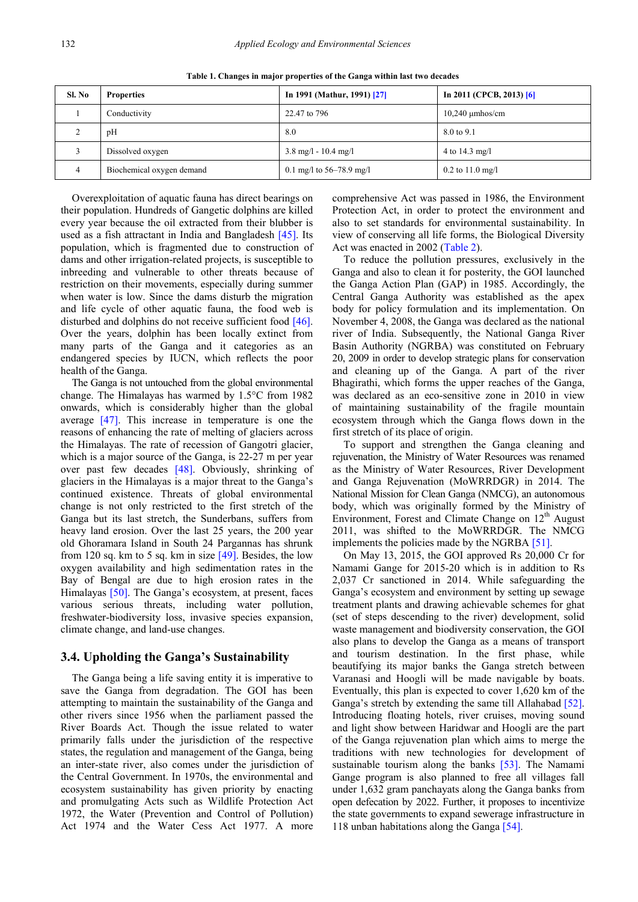**Table 1. Changes in major properties of the Ganga within last two decades**

| Sl. No | Properties | In 1991 (Mathur, 1991) [27] | In 2011 (CPCB, 2013) [6] |
|---|---|---|---|
| 1 | Conductivity | 22.47 to 796 | 10,240 μmhos/cm |
| 2 | pH | 8.0 | 8.0 to 9.1 |
| 3 | Dissolved oxygen | 3.8 mg/l - 10.4 mg/l | 4 to 14.3 mg/l |
| 4 | Biochemical oxygen demand | 0.1 mg/l to 56–78.9 mg/l | 0.2 to 11.0 mg/l |

Overexploitation of aquatic fauna has direct bearings on their population. Hundreds of Gangetic dolphins are killed every year because the oil extracted from their blubber is used as a fish attractant in India and Bangladesh [45]. Its population, which is fragmented due to construction of dams and other irrigation-related projects, is susceptible to inbreeding and vulnerable to other threats because of restriction on their movements, especially during summer when water is low. Since the dams disturb the migration and life cycle of other aquatic fauna, the food web is disturbed and dolphins do not receive sufficient food [46]. Over the years, dolphin has been locally extinct from many parts of the Ganga and it categories as an endangered species by IUCN, which reflects the poor health of the Ganga.

The Ganga is not untouched from the global environmental change. The Himalayas has warmed by 1.5°C from 1982 onwards, which is considerably higher than the global average [47]. This increase in temperature is one the reasons of enhancing the rate of melting of glaciers across the Himalayas. The rate of recession of Gangotri glacier, which is a major source of the Ganga, is 22-27 m per year over past few decades [48]. Obviously, shrinking of glaciers in the Himalayas is a major threat to the Ganga's continued existence. Threats of global environmental change is not only restricted to the first stretch of the Ganga but its last stretch, the Sunderbans, suffers from heavy land erosion. Over the last 25 years, the 200 year old Ghoramara Island in South 24 Parganas has shrunk from 120 sq. km to 5 sq. km in size [49]. Besides, the low oxygen availability and high sedimentation rates in the Bay of Bengal are due to high erosion rates in the Himalayas [50]. The Ganga's ecosystem, at present, faces various serious threats, including water pollution, freshwater-biodiversity loss, invasive species expansion, climate change, and land-use changes.

### 3.4. Upholding the Ganga's Sustainability

The Ganga being a life saving entity it is imperative to save the Ganga from degradation. The GOI has been attempting to maintain the sustainability of the Ganga and other rivers since 1956 when the parliament passed the River Boards Act. Though the issue related to water primarily falls under the jurisdiction of the respective states, the regulation and management of the Ganga, being an inter-state river, also comes under the jurisdiction of the Central Government. In 1970s, the environmental and ecosystem sustainability has given priority by enacting and promulgating Acts such as Wildlife Protection Act 1972, the Water (Prevention and Control of Pollution) Act 1974 and the Water Cess Act 1977. A more comprehensive Act was passed in 1986, the Environment Protection Act, in order to protect the environment and also to set standards for environmental sustainability. In view of conserving all life forms, the Biological Diversity Act was enacted in 2002 (Table 2).

To reduce the pollution pressures, exclusively in the Ganga and also to clean it for posterity, the GOI launched the Ganga Action Plan (GAP) in 1985. Accordingly, the Central Ganga Authority was established as the apex body for policy formulation and its implementation. On November 4, 2008, the Ganga was declared as the national river of India. Subsequently, the National Ganga River Basin Authority (NGRBA) was constituted on February 20, 2009 in order to develop strategic plans for conservation and cleaning up of the Ganga. A part of the river Bhagirathi, which forms the upper reaches of the Ganga, was declared as an eco-sensitive zone in 2010 in view of maintaining sustainability of the fragile mountain ecosystem through which the Ganga flows down in the first stretch of its place of origin.

To support and strengthen the Ganga cleaning and rejuvenation, the Ministry of Water Resources was renamed as the Ministry of Water Resources, River Development and Ganga Rejuvenation (MoWRRDGR) in 2014. The National Mission for Clean Ganga (NMCG), an autonomous body, which was originally formed by the Ministry of Environment, Forest and Climate Change on 12th August 2011, was shifted to the MoWRRDGR. The NMCG implements the policies made by the NGRBA [51].

On May 13, 2015, the GOI approved Rs 20,000 Cr for Namami Gange for 2015-20 which is in addition to Rs 2,037 Cr sanctioned in 2014. While safeguarding the Ganga's ecosystem and environment by setting up sewage treatment plants and drawing achievable schemes for ghat (set of steps descending to the river) development, solid waste management and biodiversity conservation, the GOI also plans to develop the Ganga as a means of transport and tourism destination. In the first phase, while beautifying its major banks the Ganga stretch between Varanasi and Hoogli will be made navigable by boats. Eventually, this plan is expected to cover 1,620 km of the Ganga's stretch by extending the same till Allahabad [52]. Introducing floating hotels, river cruises, moving sound and light show between Haridwar and Hoogli are the part of the Ganga rejuvenation plan which aims to merge the traditions with new technologies for development of sustainable tourism along the banks [53]. The Namami Gange program is also planned to free all villages fall under 1,632 gram panchayats along the Ganga banks from open defecation by 2022. Further, it proposes to incentivize the state governments to expand sewerage infrastructure in 118 unban habitations along the Ganga [54].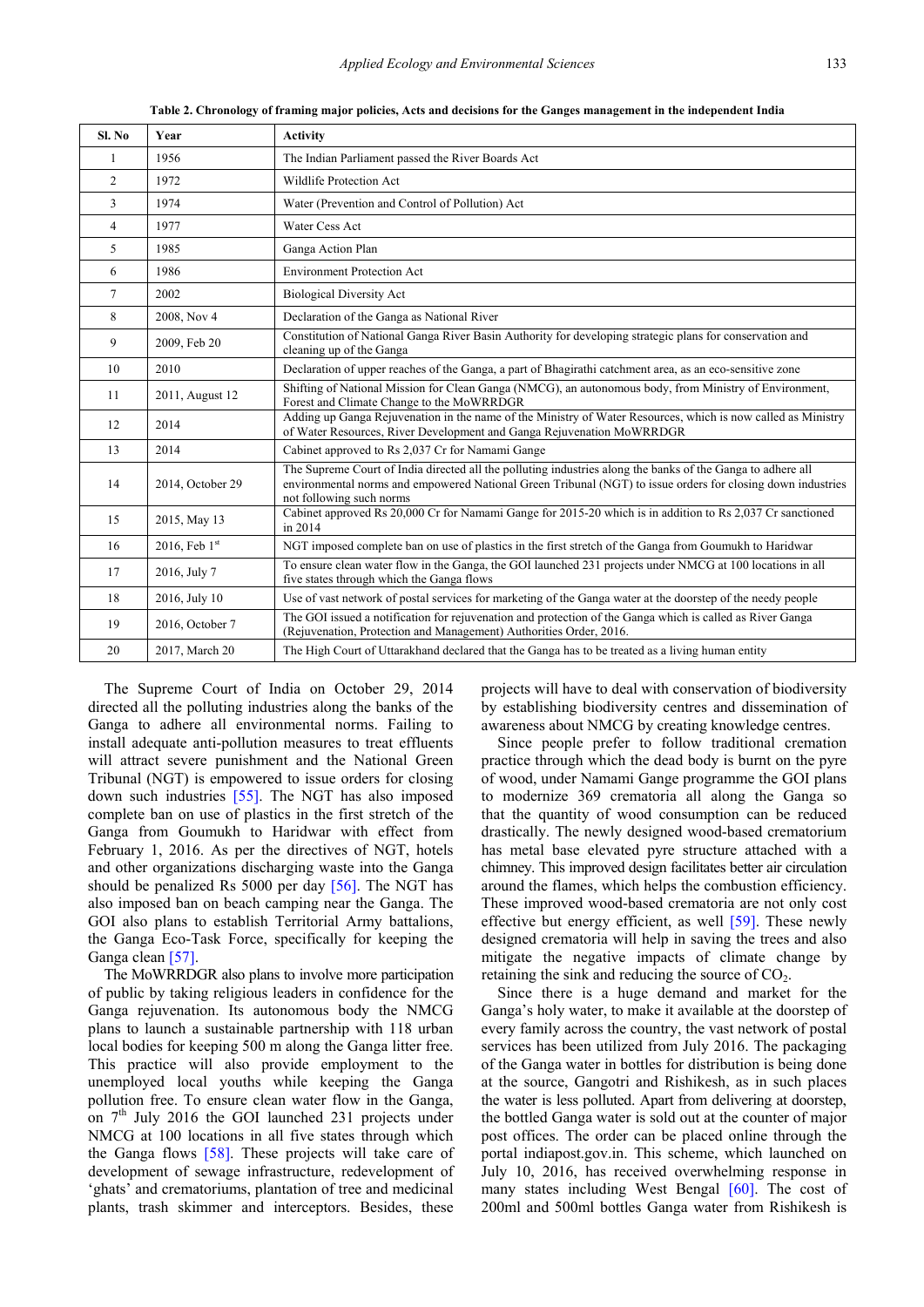**Table 2. Chronology of framing major policies, Acts and decisions for the Ganges management in the independent India**

| Sl. No | Year | Activity |
|---|---|---|
| 1 | 1956 | The Indian Parliament passed the River Boards Act |
| 2 | 1972 | Wildlife Protection Act |
| 3 | 1974 | Water (Prevention and Control of Pollution) Act |
| 4 | 1977 | Water Cess Act |
| 5 | 1985 | Ganga Action Plan |
| 6 | 1986 | Environment Protection Act |
| 7 | 2002 | Biological Diversity Act |
| 8 | 2008, Nov 4 | Declaration of the Ganga as National River |
| 9 | 2009, Feb 20 | Constitution of National Ganga River Basin Authority for developing strategic plans for conservation and cleaning up of the Ganga |
| 10 | 2010 | Declaration of upper reaches of the Ganga, a part of Bhagirathi catchment area, as an eco-sensitive zone |
| 11 | 2011, August 12 | Shifting of National Mission for Clean Ganga (NMCG), an autonomous body, from Ministry of Environment, Forest and Climate Change to the MoWRRDGR |
| 12 | 2014 | Adding up Ganga Rejuvenation in the name of the Ministry of Water Resources, which is now called as Ministry of Water Resources, River Development and Ganga Rejuvenation MoWRRDGR |
| 13 | 2014 | Cabinet approved to Rs 2,037 Cr for Namami Gange |
| 14 | 2014, October 29 | The Supreme Court of India directed all the polluting industries along the banks of the Ganga to adhere all environmental norms and empowered National Green Tribunal (NGT) to issue orders for closing down industries not following such norms |
| 15 | 2015, May 13 | Cabinet approved Rs 20,000 Cr for Namami Gange for 2015-20 which is in addition to Rs 2,037 Cr sanctioned in 2014 |
| 16 | 2016, Feb 1st | NGT imposed complete ban on use of plastics in the first stretch of the Ganga from Goumukh to Haridwar |
| 17 | 2016, July 7 | To ensure clean water flow in the Ganga, the GOI launched 231 projects under NMCG at 100 locations in all five states through which the Ganga flows |
| 18 | 2016, July 10 | Use of vast network of postal services for marketing of the Ganga water at the doorstep of the needy people |
| 19 | 2016, October 7 | The GOI issued a notification for rejuvenation and protection of the Ganga which is called as River Ganga (Rejuvenation, Protection and Management) Authorities Order, 2016. |
| 20 | 2017, March 20 | The High Court of Uttarakhand declared that the Ganga has to be treated as a living human entity |

The Supreme Court of India on October 29, 2014 directed all the polluting industries along the banks of the Ganga to adhere all environmental norms. Failing to install adequate anti-pollution measures to treat effluents will attract severe punishment and the National Green Tribunal (NGT) is empowered to issue orders for closing down such industries [55]. The NGT has also imposed complete ban on use of plastics in the first stretch of the Ganga from Goumukh to Haridwar with effect from February 1, 2016. As per the directives of NGT, hotels and other organizations discharging waste into the Ganga should be penalized Rs 5000 per day [56]. The NGT has also imposed ban on beach camping near the Ganga. The GOI also plans to establish Territorial Army battalions, the Ganga Eco-Task Force, specifically for keeping the Ganga clean [57].

The MoWRRDGR also plans to involve more participation of public by taking religious leaders in confidence for the Ganga rejuvenation. Its autonomous body the NMCG plans to launch a sustainable partnership with 118 urban local bodies for keeping 500 m along the Ganga litter free. This practice will also provide employment to the unemployed local youths while keeping the Ganga pollution free. To ensure clean water flow in the Ganga, on 7th July 2016 the GOI launched 231 projects under NMCG at 100 locations in all five states through which the Ganga flows [58]. These projects will take care of development of sewage infrastructure, redevelopment of 'ghats' and crematoriums, plantation of tree and medicinal plants, trash skimmer and interceptors. Besides, these projects will have to deal with conservation of biodiversity by establishing biodiversity centres and dissemination of awareness about NMCG by creating knowledge centres.

Since people prefer to follow traditional cremation practice through which the dead body is burnt on the pyre of wood, under Namami Gange programme the GOI plans to modernize 369 crematoria all along the Ganga so that the quantity of wood consumption can be reduced drastically. The newly designed wood-based crematorium has metal base elevated pyre structure attached with a chimney. This improved design facilitates better air circulation around the flames, which helps the combustion efficiency. These improved wood-based crematoria are not only cost effective but energy efficient, as well [59]. These newly designed crematoria will help in saving the trees and also mitigate the negative impacts of climate change by retaining the sink and reducing the source of $CO_2$.

Since there is a huge demand and market for the Ganga's holy water, to make it available at the doorstep of every family across the country, the vast network of postal services has been utilized from July 2016. The packaging of the Ganga water in bottles for distribution is being done at the source, Gangotri and Rishikesh, as in such places the water is less polluted. Apart from delivering at doorstep, the bottled Ganga water is sold out at the counter of major post offices. The order can be placed online through the portal indiapost.gov.in. This scheme, which launched on July 10, 2016, has received overwhelming response in many states including West Bengal [60]. The cost of 200ml and 500ml bottles Ganga water from Rishikesh is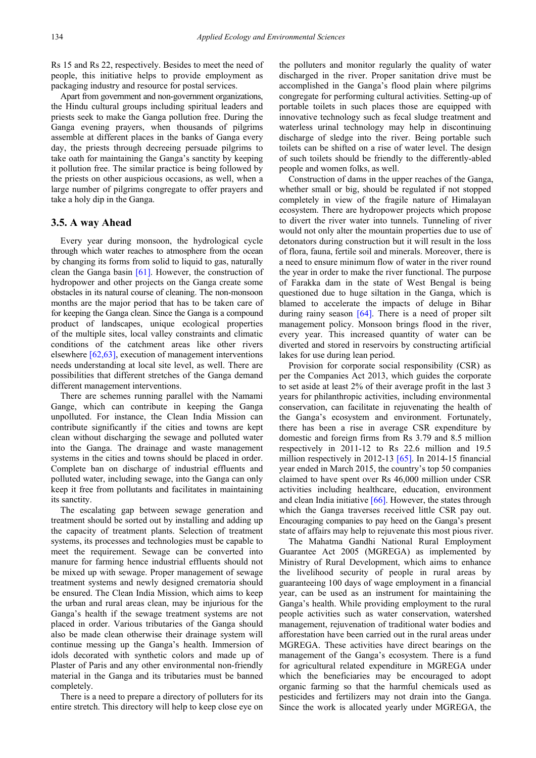Rs 15 and Rs 22, respectively. Besides to meet the need of people, this initiative helps to provide employment as packaging industry and resource for postal services.

Apart from government and non-government organizations, the Hindu cultural groups including spiritual leaders and priests seek to make the Ganga pollution free. During the Ganga evening prayers, when thousands of pilgrims assemble at different places in the banks of Ganga every day, the priests through decreeing persuade pilgrims to take oath for maintaining the Ganga's sanctity by keeping it pollution free. The similar practice is being followed by the priests on other auspicious occasions, as well, when a large number of pilgrims congregate to offer prayers and take a holy dip in the Ganga.

### 3.5. A way Ahead

Every year during monsoon, the hydrological cycle through which water reaches to atmosphere from the ocean by changing its forms from solid to liquid to gas, naturally clean the Ganga basin [61]. However, the construction of hydropower and other projects on the Ganga create some obstacles in its natural course of cleaning. The non-monsoon months are the major period that has to be taken care of for keeping the Ganga clean. Since the Ganga is a compound product of landscapes, unique ecological properties of the multiple sites, local valley constraints and climatic conditions of the catchment areas like other rivers elsewhere [62,63], execution of management interventions needs understanding at local site level, as well. There are possibilities that different stretches of the Ganga demand different management interventions.

There are schemes running parallel with the Namami Gange, which can contribute in keeping the Ganga unpolluted. For instance, the Clean India Mission can contribute significantly if the cities and towns are kept clean without discharging the sewage and polluted water into the Ganga. The drainage and waste management systems in the cities and towns should be placed in order. Complete ban on discharge of industrial effluents and polluted water, including sewage, into the Ganga can only keep it free from pollutants and facilitates in maintaining its sanctity.

The escalating gap between sewage generation and treatment should be sorted out by installing and adding up the capacity of treatment plants. Selection of treatment systems, its processes and technologies must be capable to meet the requirement. Sewage can be converted into manure for farming hence industrial effluents should not be mixed up with sewage. Proper management of sewage treatment systems and newly designed crematoria should be ensured. The Clean India Mission, which aims to keep the urban and rural areas clean, may be injurious for the Ganga's health if the sewage treatment systems are not placed in order. Various tributaries of the Ganga should also be made clean otherwise their drainage system will continue messing up the Ganga's health. Immersion of idols decorated with synthetic colors and made up of Plaster of Paris and any other environmental non-friendly material in the Ganga and its tributaries must be banned completely.

There is a need to prepare a directory of polluters for its entire stretch. This directory will help to keep close eye on the polluters and monitor regularly the quality of water discharged in the river. Proper sanitation drive must be accomplished in the Ganga's flood plain where pilgrims congregate for performing cultural activities. Setting-up of portable toilets in such places those are equipped with innovative technology such as fecal sludge treatment and waterless urinal technology may help in discontinuing discharge of sledge into the river. Being portable such toilets can be shifted on a rise of water level. The design of such toilets should be friendly to the differently-abled people and women folks, as well.

Construction of dams in the upper reaches of the Ganga, whether small or big, should be regulated if not stopped completely in view of the fragile nature of Himalayan ecosystem. There are hydropower projects which propose to divert the river water into tunnels. Tunneling of river would not only alter the mountain properties due to use of detonators during construction but it will result in the loss of flora, fauna, fertile soil and minerals. Moreover, there is a need to ensure minimum flow of water in the river round the year in order to make the river functional. The purpose of Farakka dam in the state of West Bengal is being questioned due to huge siltation in the Ganga, which is blamed to accelerate the impacts of deluge in Bihar during rainy season [64]. There is a need of proper silt management policy. Monsoon brings flood in the river, every year. This increased quantity of water can be diverted and stored in reservoirs by constructing artificial lakes for use during lean period.

Provision for corporate social responsibility (CSR) as per the Companies Act 2013, which guides the corporate to set aside at least 2% of their average profit in the last 3 years for philanthropic activities, including environmental conservation, can facilitate in rejuvenating the health of the Ganga's ecosystem and environment. Fortunately, there has been a rise in average CSR expenditure by domestic and foreign firms from Rs 3.79 and 8.5 million respectively in 2011-12 to Rs 22.6 million and 19.5 million respectively in 2012-13 [65]. In 2014-15 financial year ended in March 2015, the country's top 50 companies claimed to have spent over Rs 46,000 million under CSR activities including healthcare, education, environment and clean India initiative [66]. However, the states through which the Ganga traverses received little CSR pay out. Encouraging companies to pay heed on the Ganga's present state of affairs may help to rejuvenate this most pious river.

The Mahatma Gandhi National Rural Employment Guarantee Act 2005 (MGREGA) as implemented by Ministry of Rural Development, which aims to enhance the livelihood security of people in rural areas by guaranteeing 100 days of wage employment in a financial year, can be used as an instrument for maintaining the Ganga's health. While providing employment to the rural people activities such as water conservation, watershed management, rejuvenation of traditional water bodies and afforestation have been carried out in the rural areas under MGREGA. These activities have direct bearings on the management of the Ganga's ecosystem. There is a fund for agricultural related expenditure in MGREGA under which the beneficiaries may be encouraged to adopt organic farming so that the harmful chemicals used as pesticides and fertilizers may not drain into the Ganga. Since the work is allocated yearly under MGREGA, the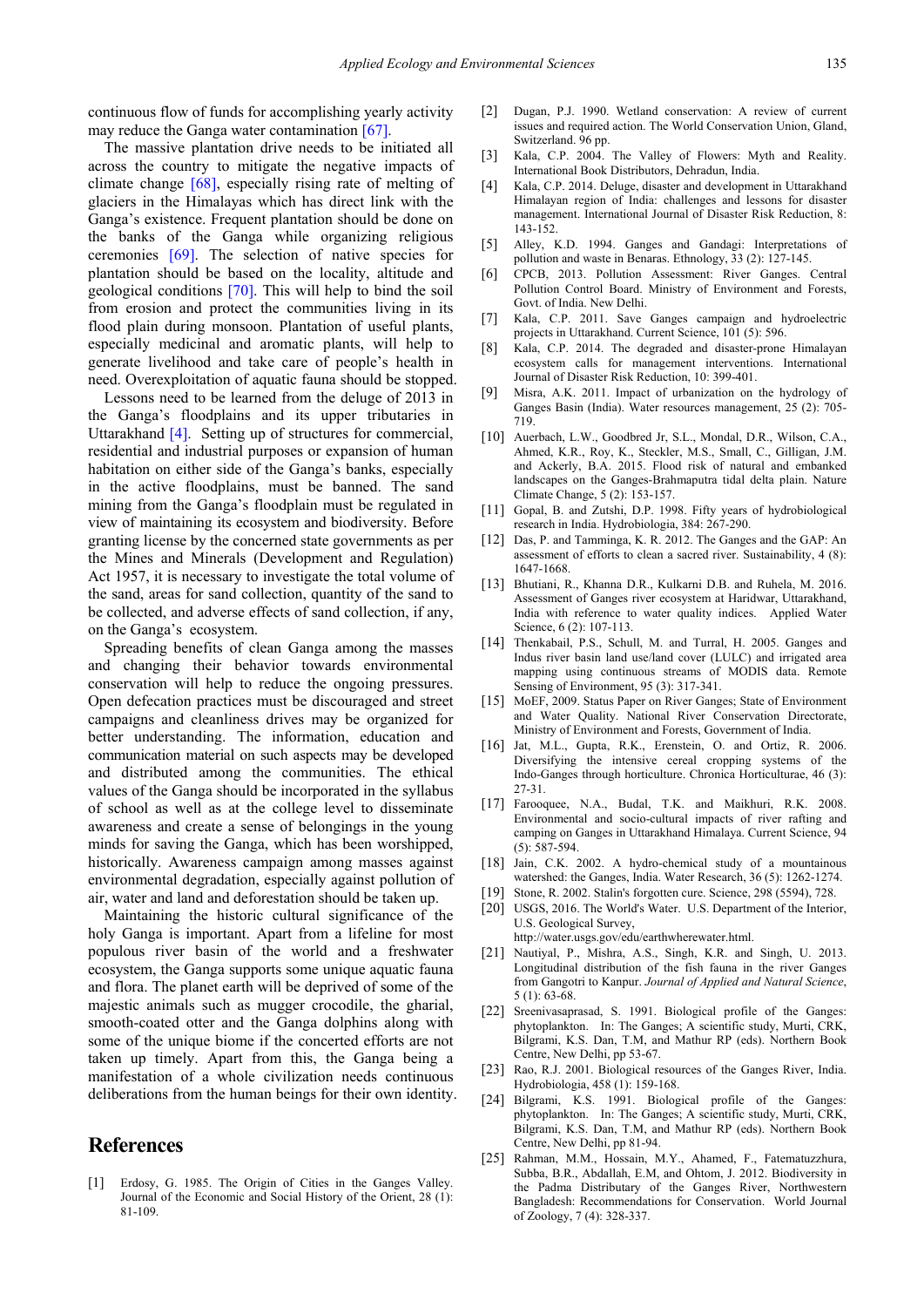continuous flow of funds for accomplishing yearly activity may reduce the Ganga water contamination [67].

The massive plantation drive needs to be initiated all across the country to mitigate the negative impacts of climate change [68], especially rising rate of melting of glaciers in the Himalayas which has direct link with the Ganga's existence. Frequent plantation should be done on the banks of the Ganga while organizing religious ceremonies [69]. The selection of native species for plantation should be based on the locality, altitude and geological conditions [70]. This will help to bind the soil from erosion and protect the communities living in its flood plain during monsoon. Plantation of useful plants, especially medicinal and aromatic plants, will help to generate livelihood and take care of people's health in need. Overexploitation of aquatic fauna should be stopped.

Lessons need to be learned from the deluge of 2013 in the Ganga's floodplains and its upper tributaries in Uttarakhand [4]. Setting up of structures for commercial, residential and industrial purposes or expansion of human habitation on either side of the Ganga's banks, especially in the active floodplains, must be banned. The sand mining from the Ganga's floodplain must be regulated in view of maintaining its ecosystem and biodiversity. Before granting license by the concerned state governments as per the Mines and Minerals (Development and Regulation) Act 1957, it is necessary to investigate the total volume of the sand, areas for sand collection, quantity of the sand to be collected, and adverse effects of sand collection, if any, on the Ganga's ecosystem.

Spreading benefits of clean Ganga among the masses and changing their behavior towards environmental conservation will help to reduce the ongoing pressures. Open defecation practices must be discouraged and street campaigns and cleanliness drives may be organized for better understanding. The information, education and communication material on such aspects may be developed and distributed among the communities. The ethical values of the Ganga should be incorporated in the syllabus of school as well as at the college level to disseminate awareness and create a sense of belongings in the young minds for saving the Ganga, which has been worshipped, historically. Awareness campaign among masses against environmental degradation, especially against pollution of air, water and land and deforestation should be taken up.

Maintaining the historic cultural significance of the holy Ganga is important. Apart from a lifeline for most populous river basin of the world and a freshwater ecosystem, the Ganga supports some unique aquatic fauna and flora. The planet earth will be deprived of some of the majestic animals such as mugger crocodile, the gharial, smooth-coated otter and the Ganga dolphins along with some of the unique biome if the concerted efforts are not taken up timely. Apart from this, the Ganga being a manifestation of a whole civilization needs continuous deliberations from the human beings for their own identity.

## References

[1] Erdosy, G. 1985. The Origin of Cities in the Ganges Valley. Journal of the Economic and Social History of the Orient, 28 (1): 81-109.

[2] Dugan, P.J. 1990. Wetland conservation: A review of current issues and required action. The World Conservation Union, Gland, Switzerland. 96 pp.

[3] Kala, C.P. 2004. The Valley of Flowers: Myth and Reality. International Book Distributors, Dehradun, India.

[4] Kala, C.P. 2014. Deluge, disaster and development in Uttarakhand Himalayan region of India: challenges and lessons for disaster management. International Journal of Disaster Risk Reduction, 8: 143-152.

[5] Alley, K.D. 1994. Ganges and Gandagi: Interpretations of pollution and waste in Benaras. Ethnology, 33 (2): 127-145.

[6] CPCB, 2013. Pollution Assessment: River Ganges. Central Pollution Control Board. Ministry of Environment and Forests, Govt. of India. New Delhi.

[7] Kala, C.P. 2011. Save Ganges campaign and hydroelectric projects in Uttarakhand. Current Science, 101 (5): 596.

[8] Kala, C.P. 2014. The degraded and disaster-prone Himalayan ecosystem calls for management interventions. International Journal of Disaster Risk Reduction, 10: 399-401.

[9] Misra, A.K. 2011. Impact of urbanization on the hydrology of Ganges Basin (India). Water resources management, 25 (2): 705-719.

[10] Auerbach, L.W., Goodbred Jr, S.L., Mondal, D.R., Wilson, C.A., Ahmed, K.R., Roy, K., Steckler, M.S., Small, C., Gilligan, J.M. and Ackerly, B.A. 2015. Flood risk of natural and embanked landscapes on the Ganges-Brahmaputra tidal delta plain. Nature Climate Change, 5 (2): 153-157.

[11] Gopal, B. and Zutshi, D.P. 1998. Fifty years of hydrobiological research in India. Hydrobiologia, 384: 267-290.

[12] Das, P. and Tamminga, K. R. 2012. The Ganges and the GAP: An assessment of efforts to clean a sacred river. Sustainability, 4 (8): 1647-1668.

[13] Bhutiani, R., Khanna D.R., Kulkarni D.B. and Ruhela, M. 2016. Assessment of Ganges river ecosystem at Haridwar, Uttarakhand, India with reference to water quality indices. Applied Water Science, 6 (2): 107-113.

[14] Thenkabail, P.S., Schull, M. and Turral, H. 2005. Ganges and Indus river basin land use/land cover (LULC) and irrigated area mapping using continuous streams of MODIS data. Remote Sensing of Environment, 95 (3): 317-341.

[15] MoEF, 2009. Status Paper on River Ganges; State of Environment and Water Quality. National River Conservation Directorate, Ministry of Environment and Forests, Government of India.

[16] Jat, M.L., Gupta, R.K., Erenstein, O. and Ortiz, R. 2006. Diversifying the intensive cereal cropping systems of the Indo-Ganges through horticulture. Chronica Horticulturae, 46 (3): 27-31.

[17] Farooquee, N.A., Budal, T.K. and Maikhuri, R.K. 2008. Environmental and socio-cultural impacts of river rafting and camping on Ganges in Uttarakhand Himalaya. Current Science, 94 (5): 587-594.

[18] Jain, C.K. 2002. A hydro-chemical study of a mountainous watershed: the Ganges, India. Water Research, 36 (5): 1262-1274.

[19] Stone, R. 2002. Stalin's forgotten cure. Science, 298 (5594), 728.

[20] USGS, 2016. The World's Water. U.S. Department of the Interior, U.S. Geological Survey, http://water.usgs.gov/edu/earthwherewater.html.

[21] Nautiyal, P., Mishra, A.S., Singh, K.R. and Singh, U. 2013. Longitudinal distribution of the fish fauna in the river Ganges from Gangotri to Kanpur. *Journal of Applied and Natural Science*, 5 (1): 63-68.

[22] Sreenivasaprasad, S. 1991. Biological profile of the Ganges: phytoplankton. In: The Ganges; A scientific study, Murti, CRK, Bilgrami, K.S. Dan, T.M, and Mathur RP (eds). Northern Book Centre, New Delhi, pp 53-67.

[23] Rao, R.J. 2001. Biological resources of the Ganges River, India. Hydrobiologia, 458 (1): 159-168.

[24] Bilgrami, K.S. 1991. Biological profile of the Ganges: phytoplankton. In: The Ganges; A scientific study, Murti, CRK, Bilgrami, K.S. Dan, T.M, and Mathur RP (eds). Northern Book Centre, New Delhi, pp 81-94.

[25] Rahman, M.M., Hossain, M.Y., Ahamed, F., Fatematuzzhura, Subba, B.R., Abdallah, E.M, and Ohtom, J. 2012. Biodiversity in the Padma Distributary of the Ganges River, Northwestern Bangladesh: Recommendations for Conservation. World Journal of Zoology, 7 (4): 328-337.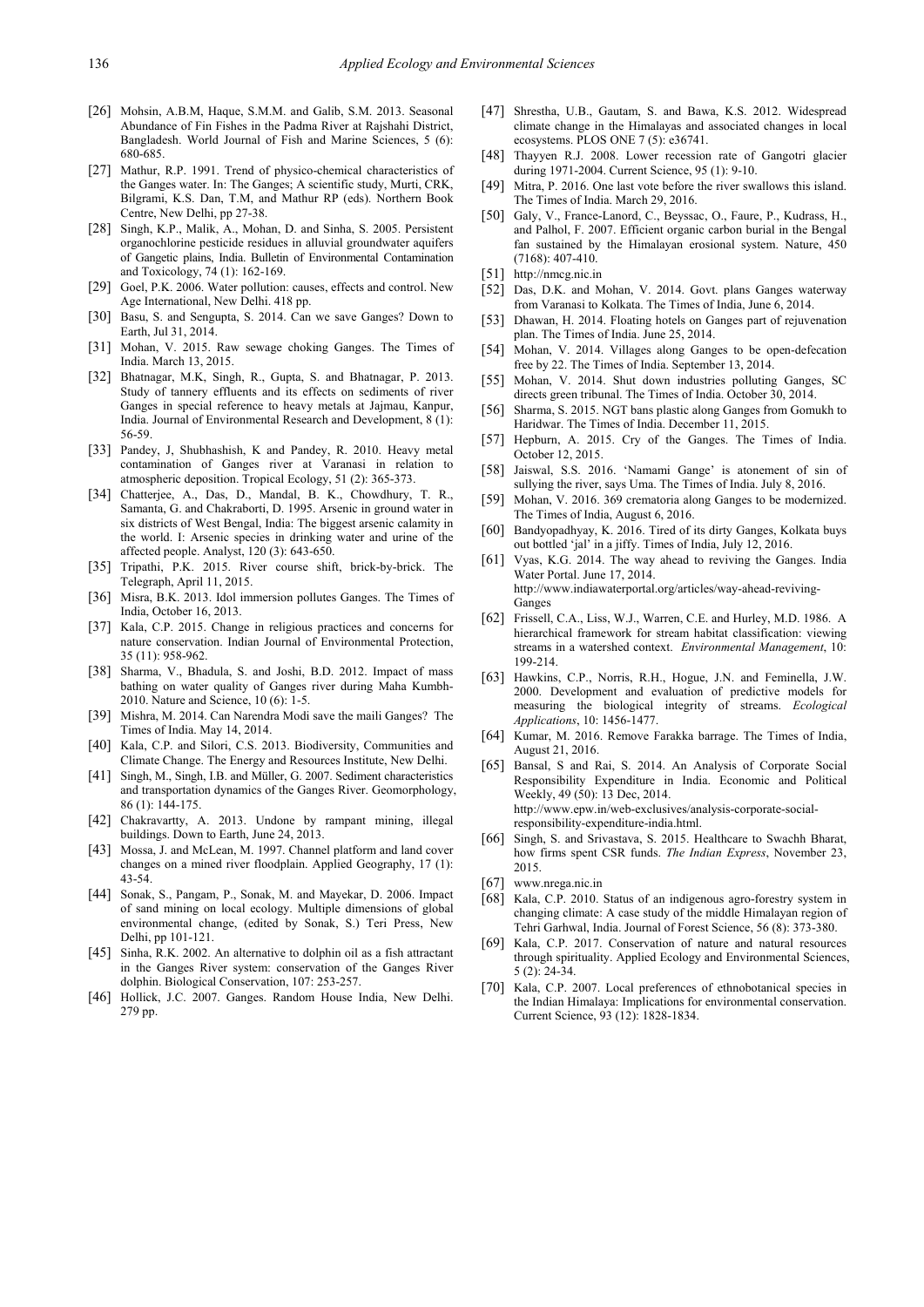[26] Mohsin, A.B.M, Haque, S.M.M. and Galib, S.M. 2013. Seasonal Abundance of Fin Fishes in the Padma River at Rajshahi District, Bangladesh. World Journal of Fish and Marine Sciences, 5 (6): 680-685.

[27] Mathur, R.P. 1991. Trend of physico-chemical characteristics of the Ganges water. In: The Ganges; A scientific study, Murti, CRK, Bilgrami, K.S. Dan, T.M, and Mathur RP (eds). Northern Book Centre, New Delhi, pp 27-38.

[28] Singh, K.P., Malik, A., Mohan, D. and Sinha, S. 2005. Persistent organochlorine pesticide residues in alluvial groundwater aquifers of Gangetic plains, India. Bulletin of Environmental Contamination and Toxicology, 74 (1): 162-169.

[29] Goel, P.K. 2006. Water pollution: causes, effects and control. New Age International, New Delhi. 418 pp.

[30] Basu, S. and Sengupta, S. 2014. Can we save Ganges? Down to Earth, Jul 31, 2014.

[31] Mohan, V. 2015. Raw sewage choking Ganges. The Times of India. March 13, 2015.

[32] Bhatnagar, M.K, Singh, R., Gupta, S. and Bhatnagar, P. 2013. Study of tannery effluents and its effects on sediments of river Ganges in special reference to heavy metals at Jajmau, Kanpur, India. Journal of Environmental Research and Development, 8 (1): 56-59.

[33] Pandey, J, Shubhashish, K and Pandey, R. 2010. Heavy metal contamination of Ganges river at Varanasi in relation to atmospheric deposition. Tropical Ecology, 51 (2): 365-373.

[34] Chatterjee, A., Das, D., Mandal, B. K., Chowdhury, T. R., Samanta, G. and Chakraborti, D. 1995. Arsenic in ground water in six districts of West Bengal, India: The biggest arsenic calamity in the world. I: Arsenic species in drinking water and urine of the affected people. Analyst, 120 (3): 643-650.

[35] Tripathi, P.K. 2015. River course shift, brick-by-brick. The Telegraph, April 11, 2015.

[36] Misra, B.K. 2013. Idol immersion pollutes Ganges. The Times of India, October 16, 2013.

[37] Kala, C.P. 2015. Change in religious practices and concerns for nature conservation. Indian Journal of Environmental Protection, 35 (11): 958-962.

[38] Sharma, V., Bhadula, S. and Joshi, B.D. 2012. Impact of mass bathing on water quality of Ganges river during Maha Kumbh-2010. Nature and Science, 10 (6): 1-5.

[39] Mishra, M. 2014. Can Narendra Modi save the maili Ganges? The Times of India. May 14, 2014.

[40] Kala, C.P. and Silori, C.S. 2013. Biodiversity, Communities and Climate Change. The Energy and Resources Institute, New Delhi.

[41] Singh, M., Singh, I.B. and Müller, G. 2007. Sediment characteristics and transportation dynamics of the Ganges River. Geomorphology, 86 (1): 144-175.

[42] Chakravartty, A. 2013. Undone by rampant mining, illegal buildings. Down to Earth, June 24, 2013.

[43] Mossa, J. and McLean, M. 1997. Channel platform and land cover changes on a mined river floodplain. Applied Geography, 17 (1): 43-54.

[44] Sonak, S., Pangam, P., Sonak, M. and Mayekar, D. 2006. Impact of sand mining on local ecology. Multiple dimensions of global environmental change, (edited by Sonak, S.) Teri Press, New Delhi, pp 101-121.

[45] Sinha, R.K. 2002. An alternative to dolphin oil as a fish attractant in the Ganges River system: conservation of the Ganges River dolphin. Biological Conservation, 107: 253-257.

[46] Hollick, J.C. 2007. Ganges. Random House India, New Delhi. 279 pp.

[47] Shrestha, U.B., Gautam, S. and Bawa, K.S. 2012. Widespread climate change in the Himalayas and associated changes in local ecosystems. PLOS ONE 7 (5): e36741.

[48] Thayyen R.J. 2008. Lower recession rate of Gangotri glacier during 1971-2004. Current Science, 95 (1): 9-10.

[49] Mitra, P. 2016. One last vote before the river swallows this island. The Times of India. March 29, 2016.

[50] Galy, V., France-Lanord, C., Beyssac, O., Faure, P., Kudrass, H., and Palhol, F. 2007. Efficient organic carbon burial in the Bengal fan sustained by the Himalayan erosional system. Nature, 450 (7168): 407-410.

[51] http://nmcg.nic.in

[52] Das, D.K. and Mohan, V. 2014. Govt. plans Ganges waterway from Varanasi to Kolkata. The Times of India, June 6, 2014.

[53] Dhawan, H. 2014. Floating hotels on Ganges part of rejuvenation plan. The Times of India. June 25, 2014.

[54] Mohan, V. 2014. Villages along Ganges to be open-defecation free by 22. The Times of India. September 13, 2014.

[55] Mohan, V. 2014. Shut down industries polluting Ganges, SC directs green tribunal. The Times of India. October 30, 2014.

[56] Sharma, S. 2015. NGT bans plastic along Ganges from Gomukh to Haridwar. The Times of India. December 11, 2015.

[57] Hepburn, A. 2015. Cry of the Ganges. The Times of India. October 12, 2015.

[58] Jaiswal, S.S. 2016. 'Namami Gange' is atonement of sin of sullying the river, says Uma. The Times of India. July 8, 2016.

[59] Mohan, V. 2016. 369 crematoria along Ganges to be modernized. The Times of India, August 6, 2016.

[60] Bandyopadhyay, K. 2016. Tired of its dirty Ganges, Kolkata buys out bottled 'jal' in a jiffy. Times of India, July 12, 2016.

[61] Vyas, K.G. 2014. The way ahead to reviving the Ganges. India Water Portal. June 17, 2014. http://www.indiawaterportal.org/articles/way-ahead-reviving-Ganges

[62] Frissell, C.A., Liss, W.J., Warren, C.E. and Hurley, M.D. 1986. A hierarchical framework for stream habitat classification: viewing streams in a watershed context. *Environmental Management*, 10: 199-214.

[63] Hawkins, C.P., Norris, R.H., Hogue, J.N. and Feminella, J.W. 2000. Development and evaluation of predictive models for measuring the biological integrity of streams. *Ecological Applications*, 10: 1456-1477.

[64] Kumar, M. 2016. Remove Farakka barrage. The Times of India, August 21, 2016.

[65] Bansal, S and Rai, S. 2014. An Analysis of Corporate Social Responsibility Expenditure in India. Economic and Political Weekly, 49 (50): 13 Dec, 2014. http://www.epw.in/web-exclusives/analysis-corporate-social-responsibility-expenditure-india.html.

[66] Singh, S. and Srivastava, S. 2015. Healthcare to Swachh Bharat, how firms spent CSR funds. *The Indian Express*, November 23, 2015.

[67] www.nrega.nic.in

[68] Kala, C.P. 2010. Status of an indigenous agro-forestry system in changing climate: A case study of the middle Himalayan region of Tehri Garhwal, India. Journal of Forest Science, 56 (8): 373-380.

[69] Kala, C.P. 2017. Conservation of nature and natural resources through spirituality. Applied Ecology and Environmental Sciences, 5 (2): 24-34.

[70] Kala, C.P. 2007. Local preferences of ethnobotanical species in the Indian Himalaya: Implications for environmental conservation. Current Science, 93 (12): 1828-1834.